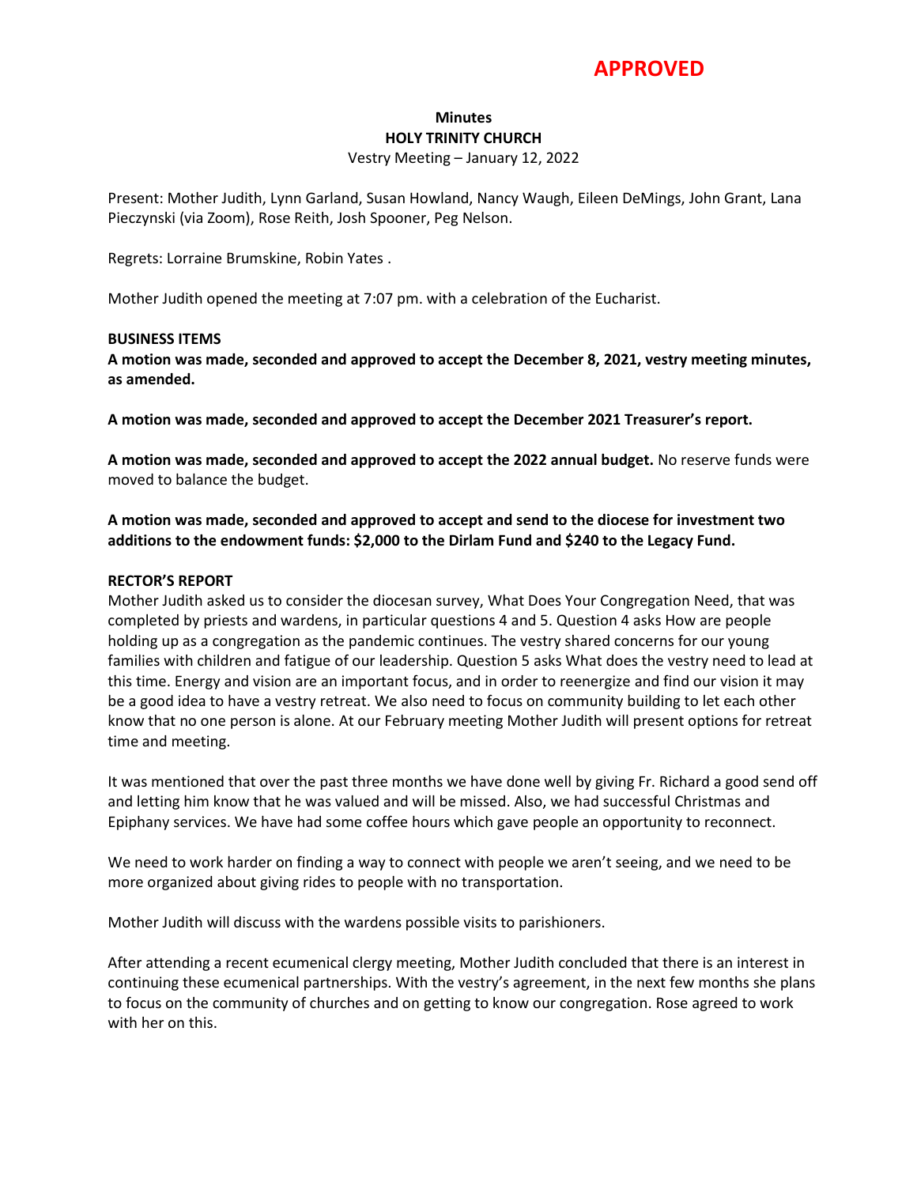**APPROVED**

**Minutes**
**HOLY TRINITY CHURCH**
Vestry Meeting – January 12, 2022

Present: Mother Judith, Lynn Garland, Susan Howland, Nancy Waugh, Eileen DeMings, John Grant, Lana Pieczynski (via Zoom), Rose Reith, Josh Spooner, Peg Nelson.

Regrets: Lorraine Brumskine, Robin Yates .

Mother Judith opened the meeting at 7:07 pm. with a celebration of the Eucharist.

**BUSINESS ITEMS**

**A motion was made, seconded and approved to accept the December 8, 2021, vestry meeting minutes, as amended.**

**A motion was made, seconded and approved to accept the December 2021 Treasurer's report.**

**A motion was made, seconded and approved to accept the 2022 annual budget.** No reserve funds were moved to balance the budget.

**A motion was made, seconded and approved to accept and send to the diocese for investment two additions to the endowment funds: $2,000 to the Dirlam Fund and $240 to the Legacy Fund.**

**RECTOR'S REPORT**

Mother Judith asked us to consider the diocesan survey, What Does Your Congregation Need, that was completed by priests and wardens, in particular questions 4 and 5. Question 4 asks How are people holding up as a congregation as the pandemic continues. The vestry shared concerns for our young families with children and fatigue of our leadership. Question 5 asks What does the vestry need to lead at this time. Energy and vision are an important focus, and in order to reenergize and find our vision it may be a good idea to have a vestry retreat. We also need to focus on community building to let each other know that no one person is alone. At our February meeting Mother Judith will present options for retreat time and meeting.

It was mentioned that over the past three months we have done well by giving Fr. Richard a good send off and letting him know that he was valued and will be missed. Also, we had successful Christmas and Epiphany services. We have had some coffee hours which gave people an opportunity to reconnect.

We need to work harder on finding a way to connect with people we aren't seeing, and we need to be more organized about giving rides to people with no transportation.

Mother Judith will discuss with the wardens possible visits to parishioners.

After attending a recent ecumenical clergy meeting, Mother Judith concluded that there is an interest in continuing these ecumenical partnerships. With the vestry's agreement, in the next few months she plans to focus on the community of churches and on getting to know our congregation. Rose agreed to work with her on this.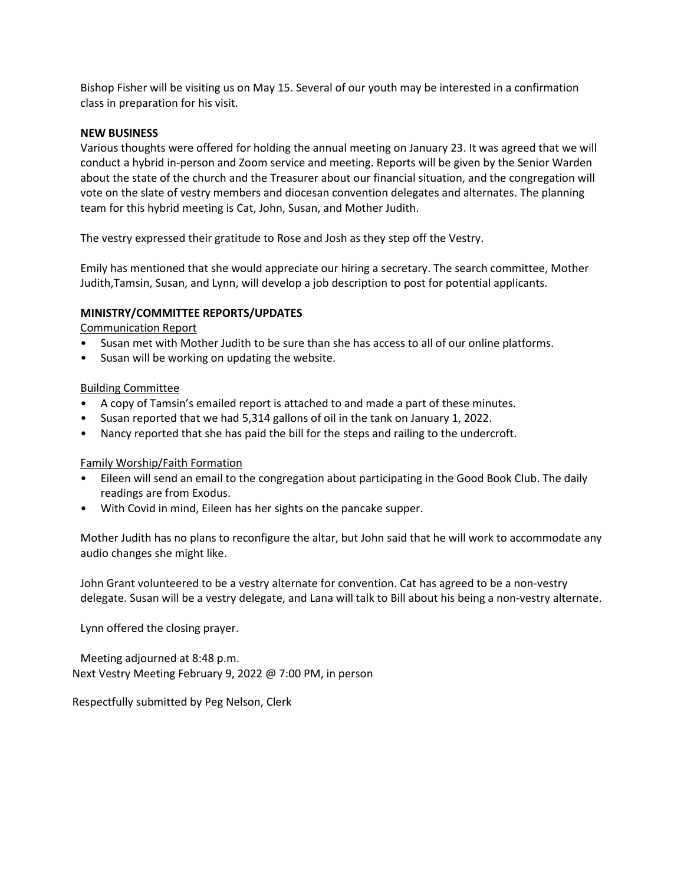Bishop Fisher will be visiting us on May 15. Several of our youth may be interested in a confirmation class in preparation for his visit.

**NEW BUSINESS**

Various thoughts were offered for holding the annual meeting on January 23. It was agreed that we will conduct a hybrid in-person and Zoom service and meeting. Reports will be given by the Senior Warden about the state of the church and the Treasurer about our financial situation, and the congregation will vote on the slate of vestry members and diocesan convention delegates and alternates. The planning team for this hybrid meeting is Cat, John, Susan, and Mother Judith.

The vestry expressed their gratitude to Rose and Josh as they step off the Vestry.

Emily has mentioned that she would appreciate our hiring a secretary. The search committee, Mother Judith,Tamsin, Susan, and Lynn, will develop a job description to post for potential applicants.

**MINISTRY/COMMITTEE REPORTS/UPDATES**

Communication Report

- Susan met with Mother Judith to be sure than she has access to all of our online platforms.
- Susan will be working on updating the website.

Building Committee

- A copy of Tamsin's emailed report is attached to and made a part of these minutes.
- Susan reported that we had 5,314 gallons of oil in the tank on January 1, 2022.
- Nancy reported that she has paid the bill for the steps and railing to the undercroft.

Family Worship/Faith Formation

- Eileen will send an email to the congregation about participating in the Good Book Club. The daily readings are from Exodus.
- With Covid in mind, Eileen has her sights on the pancake supper.

Mother Judith has no plans to reconfigure the altar, but John said that he will work to accommodate any audio changes she might like.

John Grant volunteered to be a vestry alternate for convention. Cat has agreed to be a non-vestry delegate. Susan will be a vestry delegate, and Lana will talk to Bill about his being a non-vestry alternate.

Lynn offered the closing prayer.

Meeting adjourned at 8:48 p.m.
Next Vestry Meeting February 9, 2022 @ 7:00 PM, in person

Respectfully submitted by Peg Nelson, Clerk